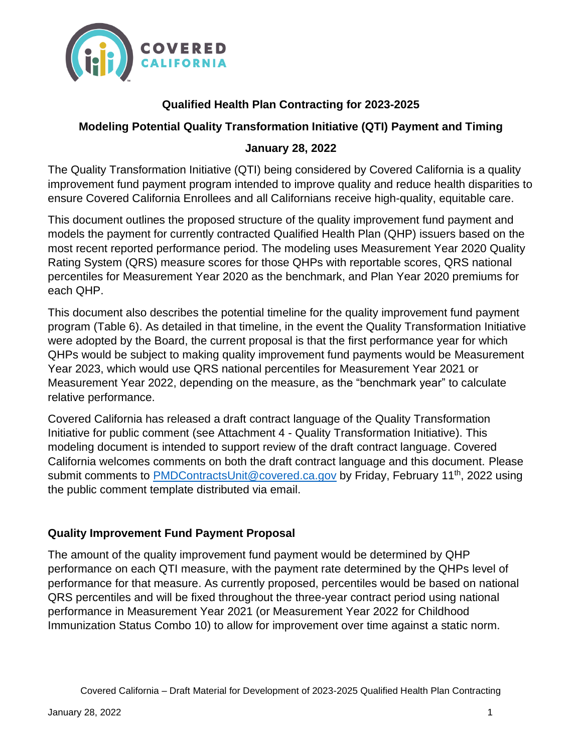**Qualified Health Plan Contracting for 2023-2025**

**Modeling Potential Quality Transformation Initiative (QTI) Payment and Timing**

**January 28, 2022**

The Quality Transformation Initiative (QTI) being considered by Covered California is a quality improvement fund payment program intended to improve quality and reduce health disparities to ensure Covered California Enrollees and all Californians receive high-quality, equitable care.

This document outlines the proposed structure of the quality improvement fund payment and models the payment for currently contracted Qualified Health Plan (QHP) issuers based on the most recent reported performance period. The modeling uses Measurement Year 2020 Quality Rating System (QRS) measure scores for those QHPs with reportable scores, QRS national percentiles for Measurement Year 2020 as the benchmark, and Plan Year 2020 premiums for each QHP.

This document also describes the potential timeline for the quality improvement fund payment program (Table 6). As detailed in that timeline, in the event the Quality Transformation Initiative were adopted by the Board, the current proposal is that the first performance year for which QHPs would be subject to making quality improvement fund payments would be Measurement Year 2023, which would use QRS national percentiles for Measurement Year 2021 or Measurement Year 2022, depending on the measure, as the "benchmark year" to calculate relative performance.

Covered California has released a draft contract language of the Quality Transformation Initiative for public comment (see Attachment 4 - Quality Transformation Initiative). This modeling document is intended to support review of the draft contract language. Covered California welcomes comments on both the draft contract language and this document. Please submit comments to PMDContractsUnit@covered.ca.gov by Friday, February 11th, 2022 using the public comment template distributed via email.

## Quality Improvement Fund Payment Proposal

The amount of the quality improvement fund payment would be determined by QHP performance on each QTI measure, with the payment rate determined by the QHPs level of performance for that measure. As currently proposed, percentiles would be based on national QRS percentiles and will be fixed throughout the three-year contract period using national performance in Measurement Year 2021 (or Measurement Year 2022 for Childhood Immunization Status Combo 10) to allow for improvement over time against a static norm.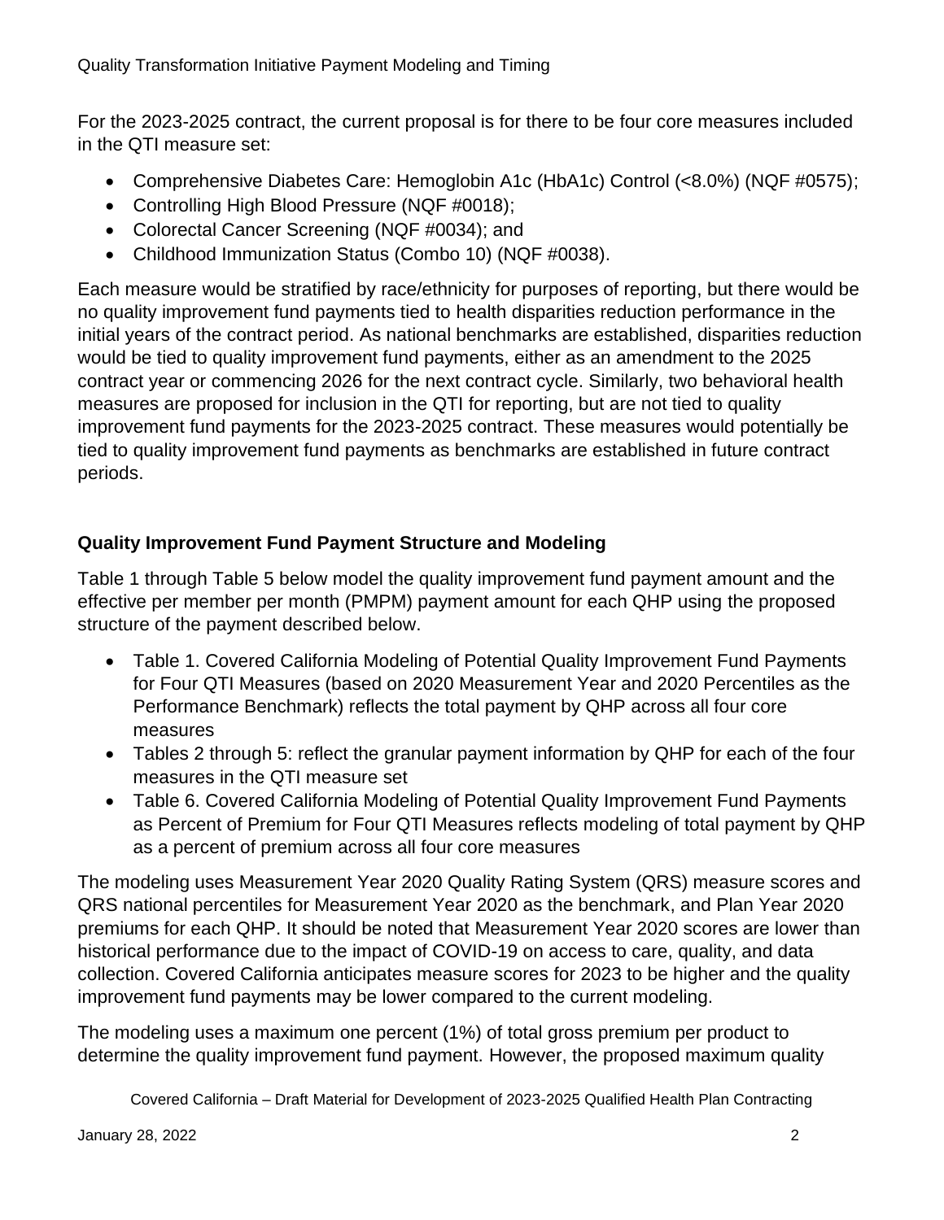For the 2023-2025 contract, the current proposal is for there to be four core measures included in the QTI measure set:

- Comprehensive Diabetes Care: Hemoglobin A1c (HbA1c) Control (<8.0%) (NQF #0575);
- Controlling High Blood Pressure (NQF #0018);
- Colorectal Cancer Screening (NQF #0034); and
- Childhood Immunization Status (Combo 10) (NQF #0038).

Each measure would be stratified by race/ethnicity for purposes of reporting, but there would be no quality improvement fund payments tied to health disparities reduction performance in the initial years of the contract period. As national benchmarks are established, disparities reduction would be tied to quality improvement fund payments, either as an amendment to the 2025 contract year or commencing 2026 for the next contract cycle. Similarly, two behavioral health measures are proposed for inclusion in the QTI for reporting, but are not tied to quality improvement fund payments for the 2023-2025 contract. These measures would potentially be tied to quality improvement fund payments as benchmarks are established in future contract periods.

**Quality Improvement Fund Payment Structure and Modeling**

Table 1 through Table 5 below model the quality improvement fund payment amount and the effective per member per month (PMPM) payment amount for each QHP using the proposed structure of the payment described below.

- Table 1. Covered California Modeling of Potential Quality Improvement Fund Payments for Four QTI Measures (based on 2020 Measurement Year and 2020 Percentiles as the Performance Benchmark) reflects the total payment by QHP across all four core measures
- Tables 2 through 5: reflect the granular payment information by QHP for each of the four measures in the QTI measure set
- Table 6. Covered California Modeling of Potential Quality Improvement Fund Payments as Percent of Premium for Four QTI Measures reflects modeling of total payment by QHP as a percent of premium across all four core measures

The modeling uses Measurement Year 2020 Quality Rating System (QRS) measure scores and QRS national percentiles for Measurement Year 2020 as the benchmark, and Plan Year 2020 premiums for each QHP. It should be noted that Measurement Year 2020 scores are lower than historical performance due to the impact of COVID-19 on access to care, quality, and data collection. Covered California anticipates measure scores for 2023 to be higher and the quality improvement fund payments may be lower compared to the current modeling.

The modeling uses a maximum one percent (1%) of total gross premium per product to determine the quality improvement fund payment. However, the proposed maximum quality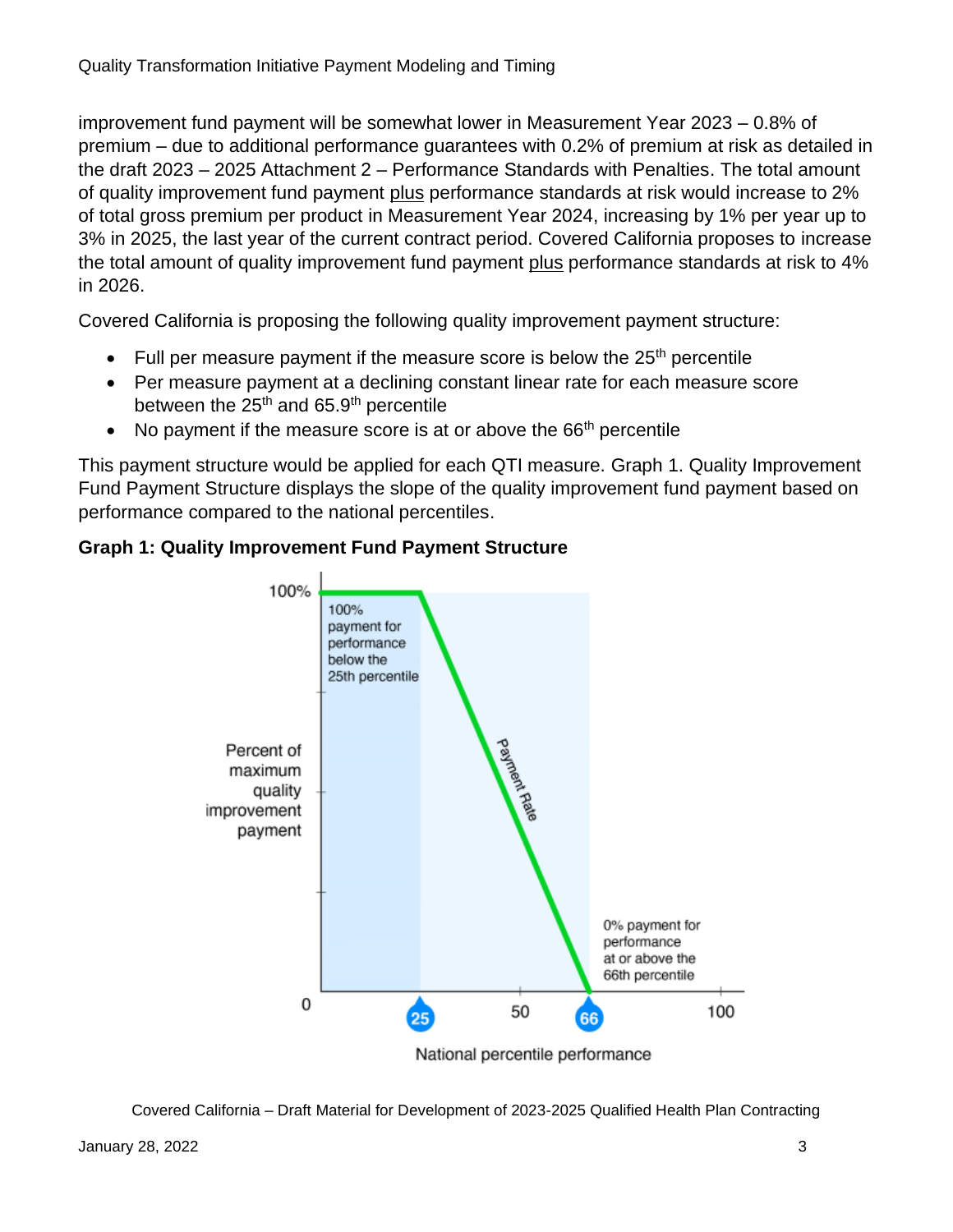improvement fund payment will be somewhat lower in Measurement Year 2023 – 0.8% of premium – due to additional performance guarantees with 0.2% of premium at risk as detailed in the draft 2023 – 2025 Attachment 2 – Performance Standards with Penalties. The total amount of quality improvement fund payment plus performance standards at risk would increase to 2% of total gross premium per product in Measurement Year 2024, increasing by 1% per year up to 3% in 2025, the last year of the current contract period. Covered California proposes to increase the total amount of quality improvement fund payment plus performance standards at risk to 4% in 2026.

Covered California is proposing the following quality improvement payment structure:

- Full per measure payment if the measure score is below the 25th percentile
- Per measure payment at a declining constant linear rate for each measure score between the 25th and 65.9th percentile
- No payment if the measure score is at or above the 66th percentile

This payment structure would be applied for each QTI measure. Graph 1. Quality Improvement Fund Payment Structure displays the slope of the quality improvement fund payment based on performance compared to the national percentiles.

**Graph 1: Quality Improvement Fund Payment Structure**

Percent of maximum quality improvement payment

100%

100% payment for performance below the 25th percentile

Payment Rate

0% payment for performance at or above the 66th percentile

0 | 25 | 50 | 66 | 100

National percentile performance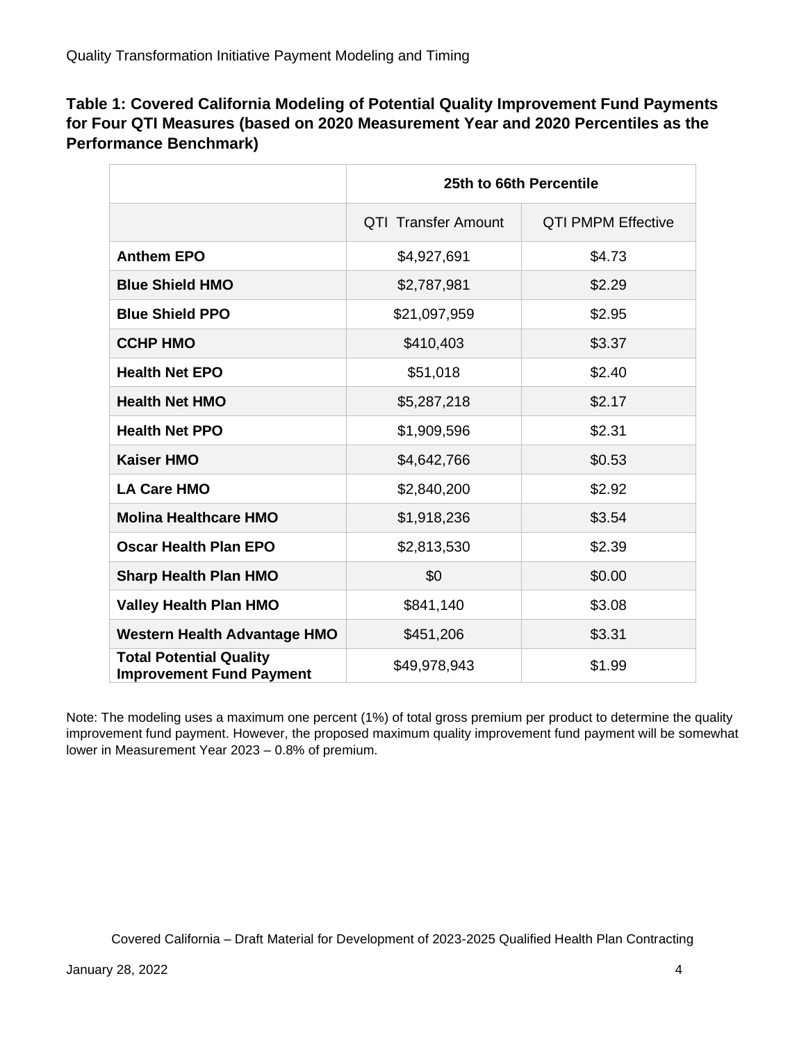**Table 1: Covered California Modeling of Potential Quality Improvement Fund Payments for Four QTI Measures (based on 2020 Measurement Year and 2020 Percentiles as the Performance Benchmark)**

| | 25th to 66th Percentile | |
|---|---|---|
| | QTI Transfer Amount | QTI PMPM Effective |
| **Anthem EPO** | $4,927,691 | $4.73 |
| **Blue Shield HMO** | $2,787,981 | $2.29 |
| **Blue Shield PPO** | $21,097,959 | $2.95 |
| **CCHP HMO** | $410,403 | $3.37 |
| **Health Net EPO** | $51,018 | $2.40 |
| **Health Net HMO** | $5,287,218 | $2.17 |
| **Health Net PPO** | $1,909,596 | $2.31 |
| **Kaiser HMO** | $4,642,766 | $0.53 |
| **LA Care HMO** | $2,840,200 | $2.92 |
| **Molina Healthcare HMO** | $1,918,236 | $3.54 |
| **Oscar Health Plan EPO** | $2,813,530 | $2.39 |
| **Sharp Health Plan HMO** | $0 | $0.00 |
| **Valley Health Plan HMO** | $841,140 | $3.08 |
| **Western Health Advantage HMO** | $451,206 | $3.31 |
| **Total Potential Quality Improvement Fund Payment** | $49,978,943 | $1.99 |

Note: The modeling uses a maximum one percent (1%) of total gross premium per product to determine the quality improvement fund payment. However, the proposed maximum quality improvement fund payment will be somewhat lower in Measurement Year 2023 – 0.8% of premium.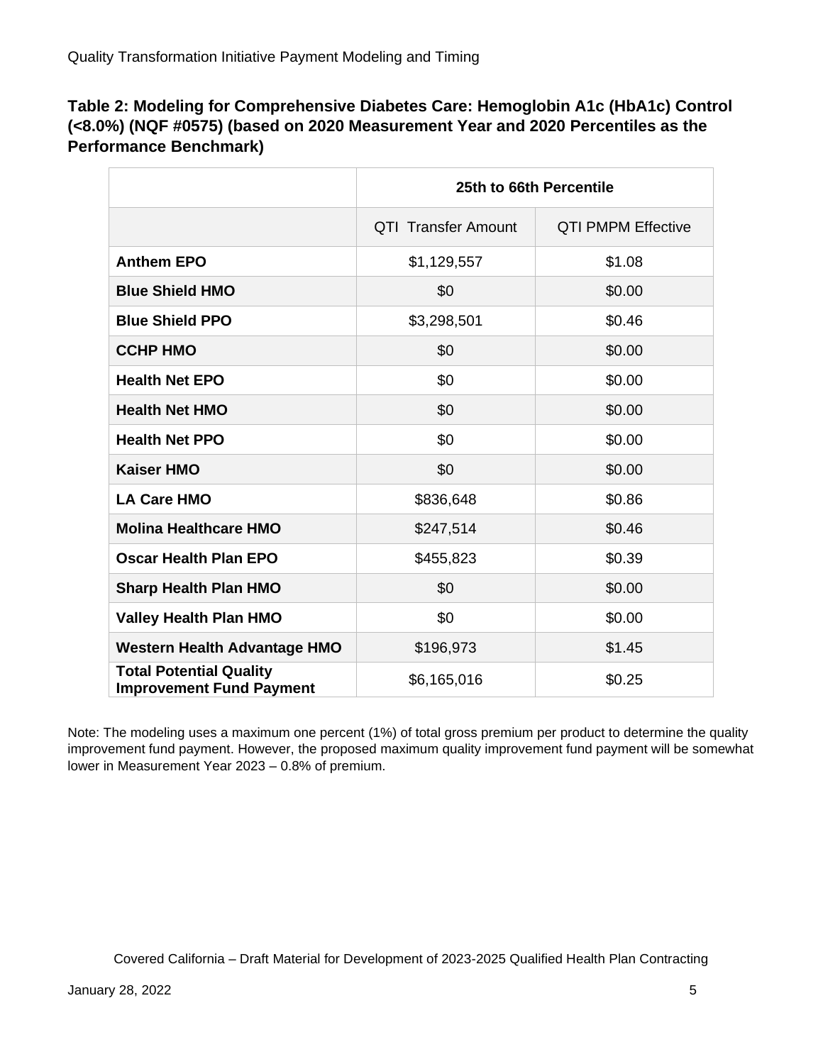**Table 2: Modeling for Comprehensive Diabetes Care: Hemoglobin A1c (HbA1c) Control (<8.0%) (NQF #0575) (based on 2020 Measurement Year and 2020 Percentiles as the Performance Benchmark)**

| | 25th to 66th Percentile | |
|---|---|---|
| | QTI Transfer Amount | QTI PMPM Effective |
| **Anthem EPO** | $1,129,557 | $1.08 |
| **Blue Shield HMO** | $0 | $0.00 |
| **Blue Shield PPO** | $3,298,501 | $0.46 |
| **CCHP HMO** | $0 | $0.00 |
| **Health Net EPO** | $0 | $0.00 |
| **Health Net HMO** | $0 | $0.00 |
| **Health Net PPO** | $0 | $0.00 |
| **Kaiser HMO** | $0 | $0.00 |
| **LA Care HMO** | $836,648 | $0.86 |
| **Molina Healthcare HMO** | $247,514 | $0.46 |
| **Oscar Health Plan EPO** | $455,823 | $0.39 |
| **Sharp Health Plan HMO** | $0 | $0.00 |
| **Valley Health Plan HMO** | $0 | $0.00 |
| **Western Health Advantage HMO** | $196,973 | $1.45 |
| **Total Potential Quality Improvement Fund Payment** | $6,165,016 | $0.25 |

Note: The modeling uses a maximum one percent (1%) of total gross premium per product to determine the quality improvement fund payment. However, the proposed maximum quality improvement fund payment will be somewhat lower in Measurement Year 2023 – 0.8% of premium.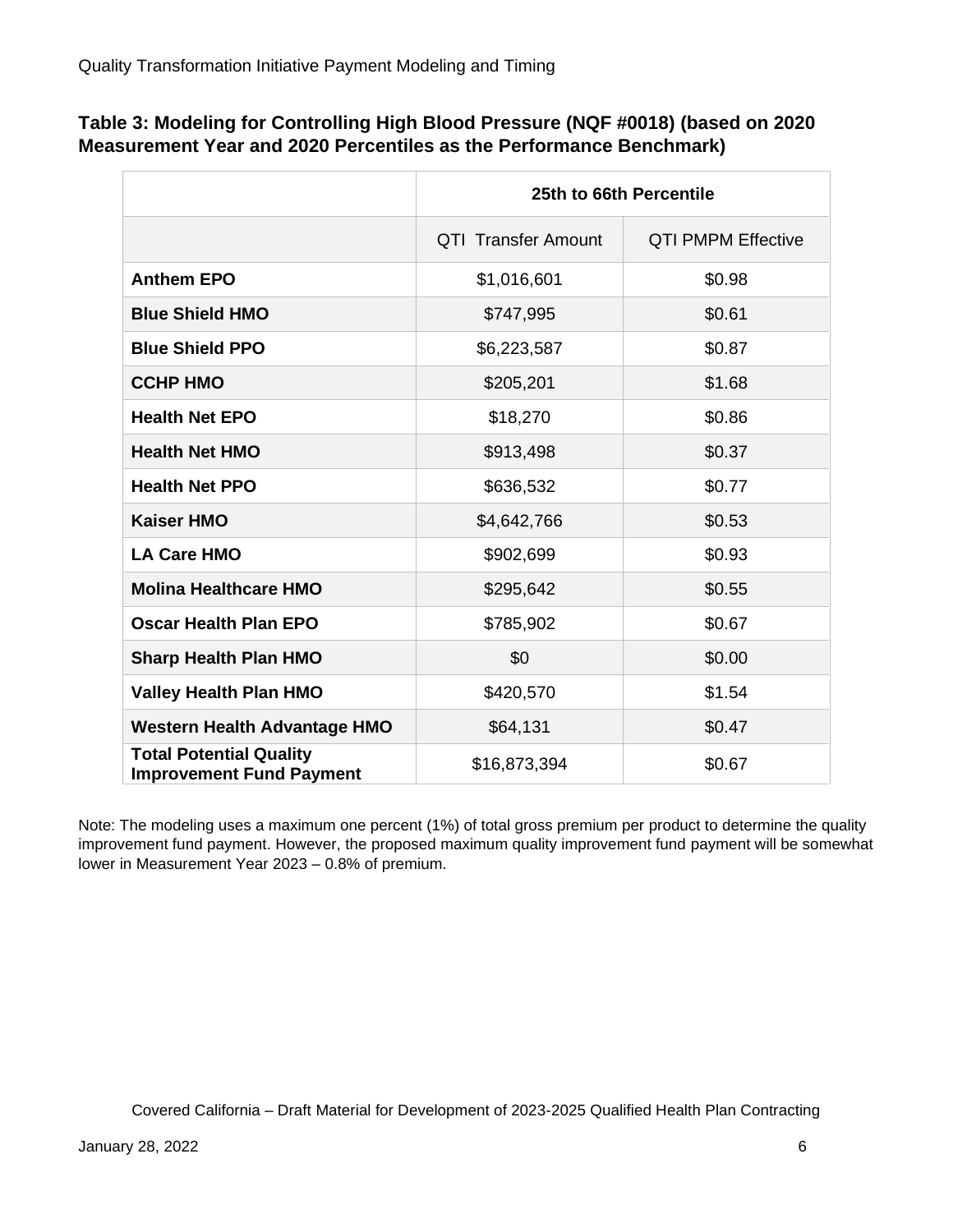**Table 3: Modeling for Controlling High Blood Pressure (NQF #0018) (based on 2020 Measurement Year and 2020 Percentiles as the Performance Benchmark)**

| | 25th to 66th Percentile | |
|---|---|---|
| | QTI Transfer Amount | QTI PMPM Effective |
| **Anthem EPO** | $1,016,601 | $0.98 |
| **Blue Shield HMO** | $747,995 | $0.61 |
| **Blue Shield PPO** | $6,223,587 | $0.87 |
| **CCHP HMO** | $205,201 | $1.68 |
| **Health Net EPO** | $18,270 | $0.86 |
| **Health Net HMO** | $913,498 | $0.37 |
| **Health Net PPO** | $636,532 | $0.77 |
| **Kaiser HMO** | $4,642,766 | $0.53 |
| **LA Care HMO** | $902,699 | $0.93 |
| **Molina Healthcare HMO** | $295,642 | $0.55 |
| **Oscar Health Plan EPO** | $785,902 | $0.67 |
| **Sharp Health Plan HMO** | $0 | $0.00 |
| **Valley Health Plan HMO** | $420,570 | $1.54 |
| **Western Health Advantage HMO** | $64,131 | $0.47 |
| **Total Potential Quality Improvement Fund Payment** | $16,873,394 | $0.67 |

Note: The modeling uses a maximum one percent (1%) of total gross premium per product to determine the quality improvement fund payment. However, the proposed maximum quality improvement fund payment will be somewhat lower in Measurement Year 2023 – 0.8% of premium.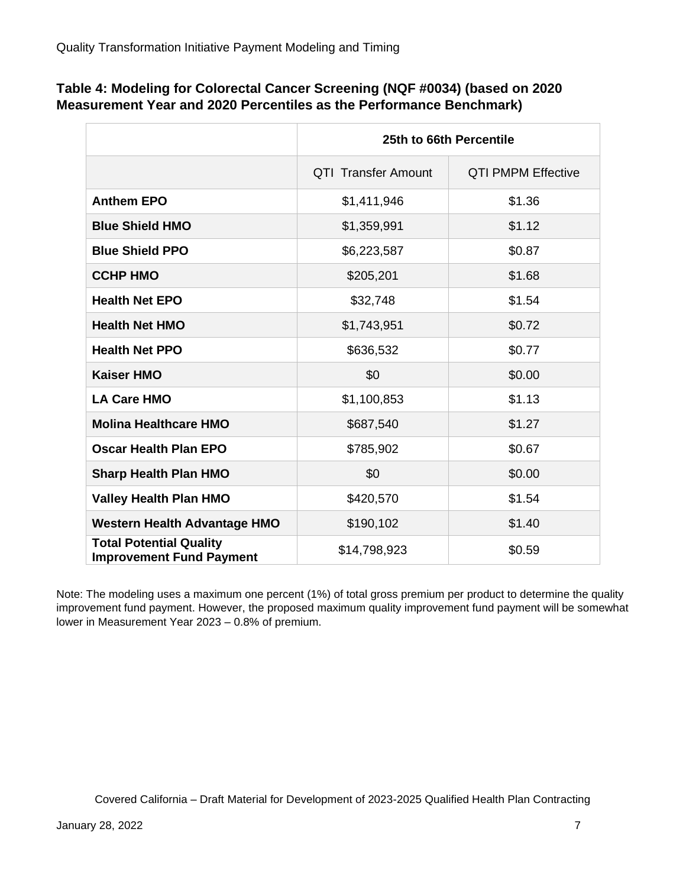### Table 4: Modeling for Colorectal Cancer Screening (NQF #0034) (based on 2020 Measurement Year and 2020 Percentiles as the Performance Benchmark)

| | 25th to 66th Percentile | |
|---|---|---|
| | QTI Transfer Amount | QTI PMPM Effective |
| **Anthem EPO** | $1,411,946 | $1.36 |
| **Blue Shield HMO** | $1,359,991 | $1.12 |
| **Blue Shield PPO** | $6,223,587 | $0.87 |
| **CCHP HMO** | $205,201 | $1.68 |
| **Health Net EPO** | $32,748 | $1.54 |
| **Health Net HMO** | $1,743,951 | $0.72 |
| **Health Net PPO** | $636,532 | $0.77 |
| **Kaiser HMO** | $0 | $0.00 |
| **LA Care HMO** | $1,100,853 | $1.13 |
| **Molina Healthcare HMO** | $687,540 | $1.27 |
| **Oscar Health Plan EPO** | $785,902 | $0.67 |
| **Sharp Health Plan HMO** | $0 | $0.00 |
| **Valley Health Plan HMO** | $420,570 | $1.54 |
| **Western Health Advantage HMO** | $190,102 | $1.40 |
| **Total Potential Quality Improvement Fund Payment** | $14,798,923 | $0.59 |

Note: The modeling uses a maximum one percent (1%) of total gross premium per product to determine the quality improvement fund payment. However, the proposed maximum quality improvement fund payment will be somewhat lower in Measurement Year 2023 – 0.8% of premium.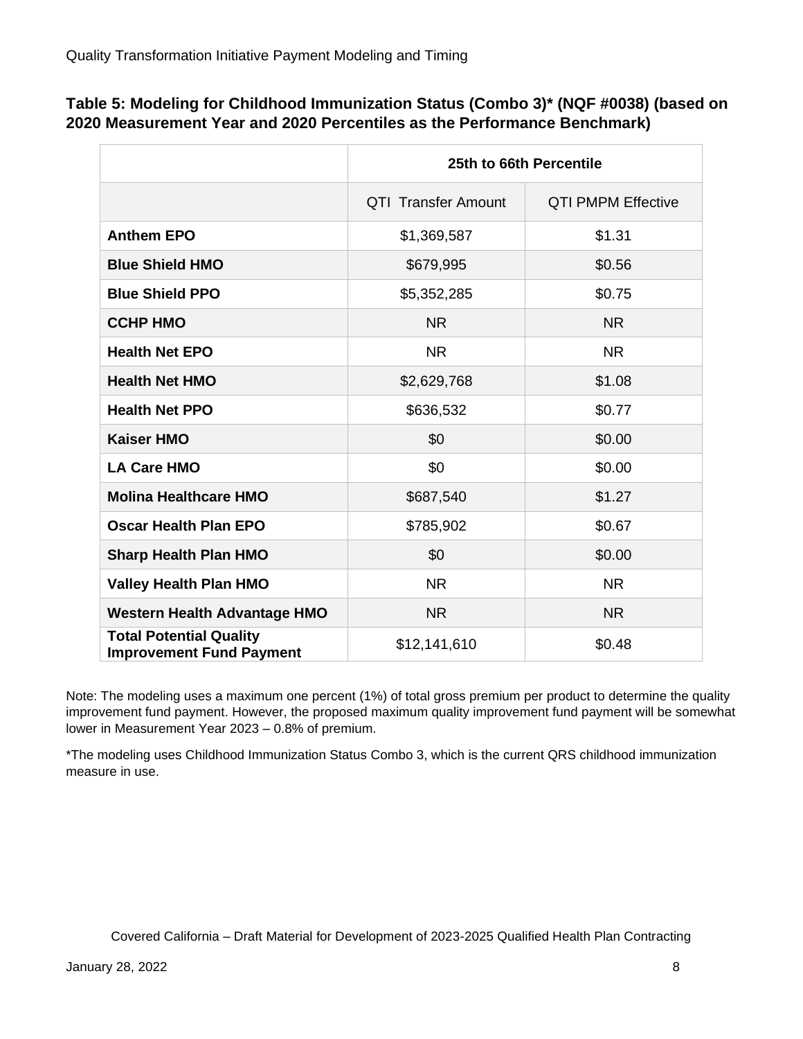**Table 5: Modeling for Childhood Immunization Status (Combo 3)* (NQF #0038) (based on 2020 Measurement Year and 2020 Percentiles as the Performance Benchmark)**

| | 25th to 66th Percentile | |
|---|---|---|
| | QTI Transfer Amount | QTI PMPM Effective |
| **Anthem EPO** | $1,369,587 | $1.31 |
| **Blue Shield HMO** | $679,995 | $0.56 |
| **Blue Shield PPO** | $5,352,285 | $0.75 |
| **CCHP HMO** | NR | NR |
| **Health Net EPO** | NR | NR |
| **Health Net HMO** | $2,629,768 | $1.08 |
| **Health Net PPO** | $636,532 | $0.77 |
| **Kaiser HMO** | $0 | $0.00 |
| **LA Care HMO** | $0 | $0.00 |
| **Molina Healthcare HMO** | $687,540 | $1.27 |
| **Oscar Health Plan EPO** | $785,902 | $0.67 |
| **Sharp Health Plan HMO** | $0 | $0.00 |
| **Valley Health Plan HMO** | NR | NR |
| **Western Health Advantage HMO** | NR | NR |
| **Total Potential Quality Improvement Fund Payment** | $12,141,610 | $0.48 |

Note: The modeling uses a maximum one percent (1%) of total gross premium per product to determine the quality improvement fund payment. However, the proposed maximum quality improvement fund payment will be somewhat lower in Measurement Year 2023 – 0.8% of premium.

*The modeling uses Childhood Immunization Status Combo 3, which is the current QRS childhood immunization measure in use.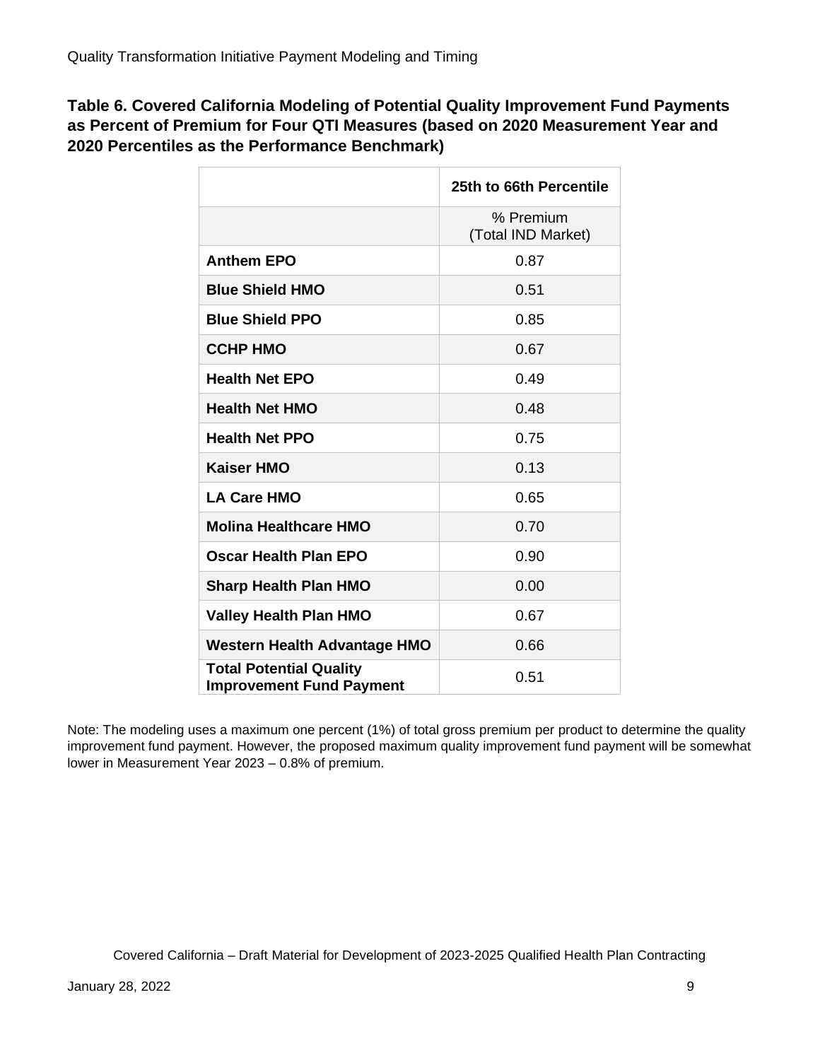**Table 6. Covered California Modeling of Potential Quality Improvement Fund Payments as Percent of Premium for Four QTI Measures (based on 2020 Measurement Year and 2020 Percentiles as the Performance Benchmark)**

| | 25th to 66th Percentile |
|---|---|
| | % Premium (Total IND Market) |
| **Anthem EPO** | 0.87 |
| **Blue Shield HMO** | 0.51 |
| **Blue Shield PPO** | 0.85 |
| **CCHP HMO** | 0.67 |
| **Health Net EPO** | 0.49 |
| **Health Net HMO** | 0.48 |
| **Health Net PPO** | 0.75 |
| **Kaiser HMO** | 0.13 |
| **LA Care HMO** | 0.65 |
| **Molina Healthcare HMO** | 0.70 |
| **Oscar Health Plan EPO** | 0.90 |
| **Sharp Health Plan HMO** | 0.00 |
| **Valley Health Plan HMO** | 0.67 |
| **Western Health Advantage HMO** | 0.66 |
| **Total Potential Quality Improvement Fund Payment** | 0.51 |

Note: The modeling uses a maximum one percent (1%) of total gross premium per product to determine the quality improvement fund payment. However, the proposed maximum quality improvement fund payment will be somewhat lower in Measurement Year 2023 – 0.8% of premium.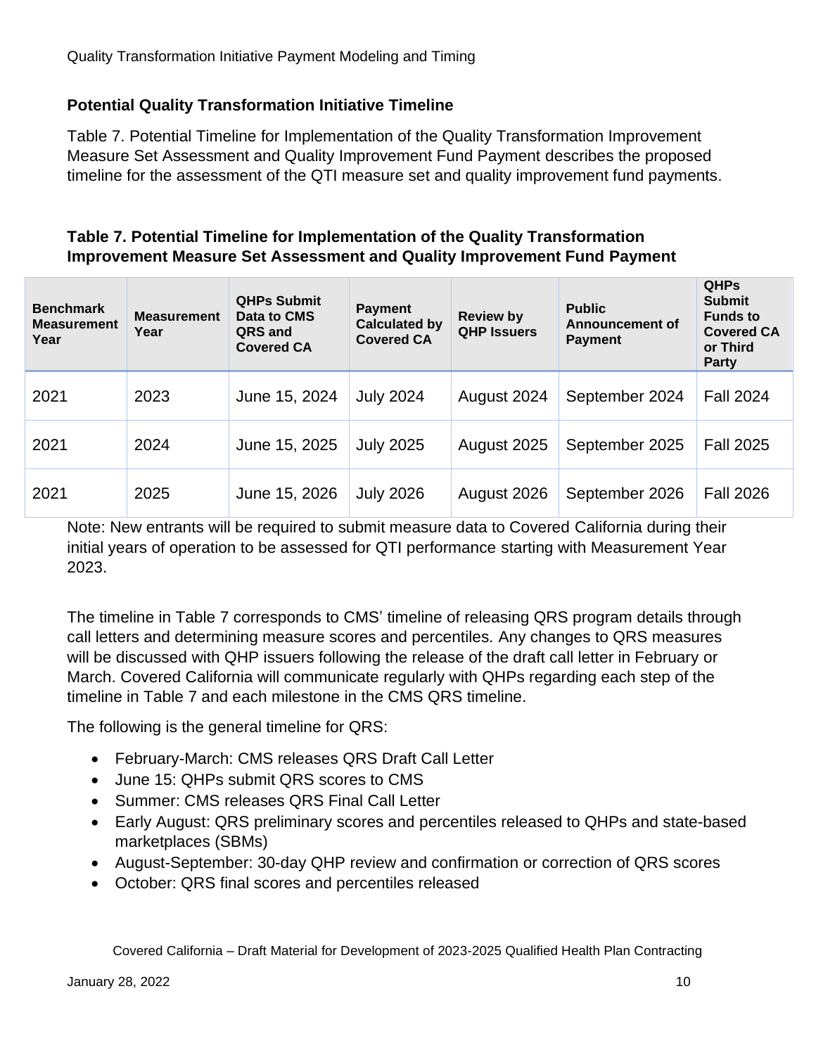### Potential Quality Transformation Initiative Timeline

Table 7. Potential Timeline for Implementation of the Quality Transformation Improvement Measure Set Assessment and Quality Improvement Fund Payment describes the proposed timeline for the assessment of the QTI measure set and quality improvement fund payments.

**Table 7. Potential Timeline for Implementation of the Quality Transformation Improvement Measure Set Assessment and Quality Improvement Fund Payment**

| Benchmark Measurement Year | Measurement Year | QHPs Submit Data to CMS QRS and Covered CA | Payment Calculated by Covered CA | Review by QHP Issuers | Public Announcement of Payment | QHPs Submit Funds to Covered CA or Third Party |
|---|---|---|---|---|---|---|
| 2021 | 2023 | June 15, 2024 | July 2024 | August 2024 | September 2024 | Fall 2024 |
| 2021 | 2024 | June 15, 2025 | July 2025 | August 2025 | September 2025 | Fall 2025 |
| 2021 | 2025 | June 15, 2026 | July 2026 | August 2026 | September 2026 | Fall 2026 |

Note: New entrants will be required to submit measure data to Covered California during their initial years of operation to be assessed for QTI performance starting with Measurement Year 2023.

The timeline in Table 7 corresponds to CMS' timeline of releasing QRS program details through call letters and determining measure scores and percentiles. Any changes to QRS measures will be discussed with QHP issuers following the release of the draft call letter in February or March. Covered California will communicate regularly with QHPs regarding each step of the timeline in Table 7 and each milestone in the CMS QRS timeline.

The following is the general timeline for QRS:

- February-March: CMS releases QRS Draft Call Letter
- June 15: QHPs submit QRS scores to CMS
- Summer: CMS releases QRS Final Call Letter
- Early August: QRS preliminary scores and percentiles released to QHPs and state-based marketplaces (SBMs)
- August-September: 30-day QHP review and confirmation or correction of QRS scores
- October: QRS final scores and percentiles released